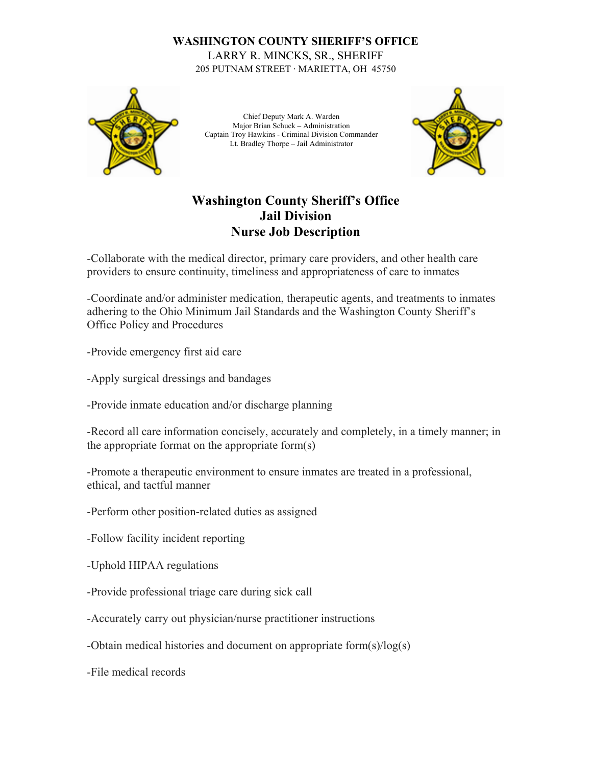**WASHINGTON COUNTY SHERIFF'S OFFICE**

LARRY R. MINCKS, SR., SHERIFF

205 PUTNAM STREET · MARIETTA, OH 45750

Chief Deputy Mark A. Warden
Major Brian Schuck – Administration
Captain Troy Hawkins - Criminal Division Commander
Lt. Bradley Thorpe – Jail Administrator

# Washington County Sheriff's Office
# Jail Division
# Nurse Job Description

-Collaborate with the medical director, primary care providers, and other health care providers to ensure continuity, timeliness and appropriateness of care to inmates

-Coordinate and/or administer medication, therapeutic agents, and treatments to inmates adhering to the Ohio Minimum Jail Standards and the Washington County Sheriff's Office Policy and Procedures

-Provide emergency first aid care

-Apply surgical dressings and bandages

-Provide inmate education and/or discharge planning

-Record all care information concisely, accurately and completely, in a timely manner; in the appropriate format on the appropriate form(s)

-Promote a therapeutic environment to ensure inmates are treated in a professional, ethical, and tactful manner

-Perform other position-related duties as assigned

-Follow facility incident reporting

-Uphold HIPAA regulations

-Provide professional triage care during sick call

-Accurately carry out physician/nurse practitioner instructions

-Obtain medical histories and document on appropriate form(s)/log(s)

-File medical records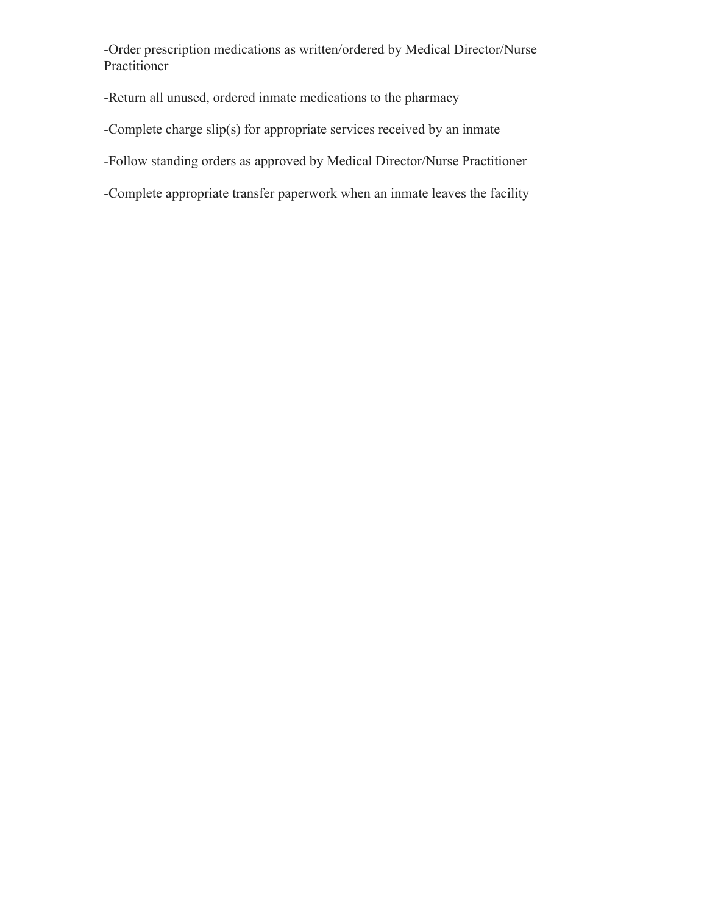-Order prescription medications as written/ordered by Medical Director/Nurse Practitioner

-Return all unused, ordered inmate medications to the pharmacy

-Complete charge slip(s) for appropriate services received by an inmate

-Follow standing orders as approved by Medical Director/Nurse Practitioner

-Complete appropriate transfer paperwork when an inmate leaves the facility